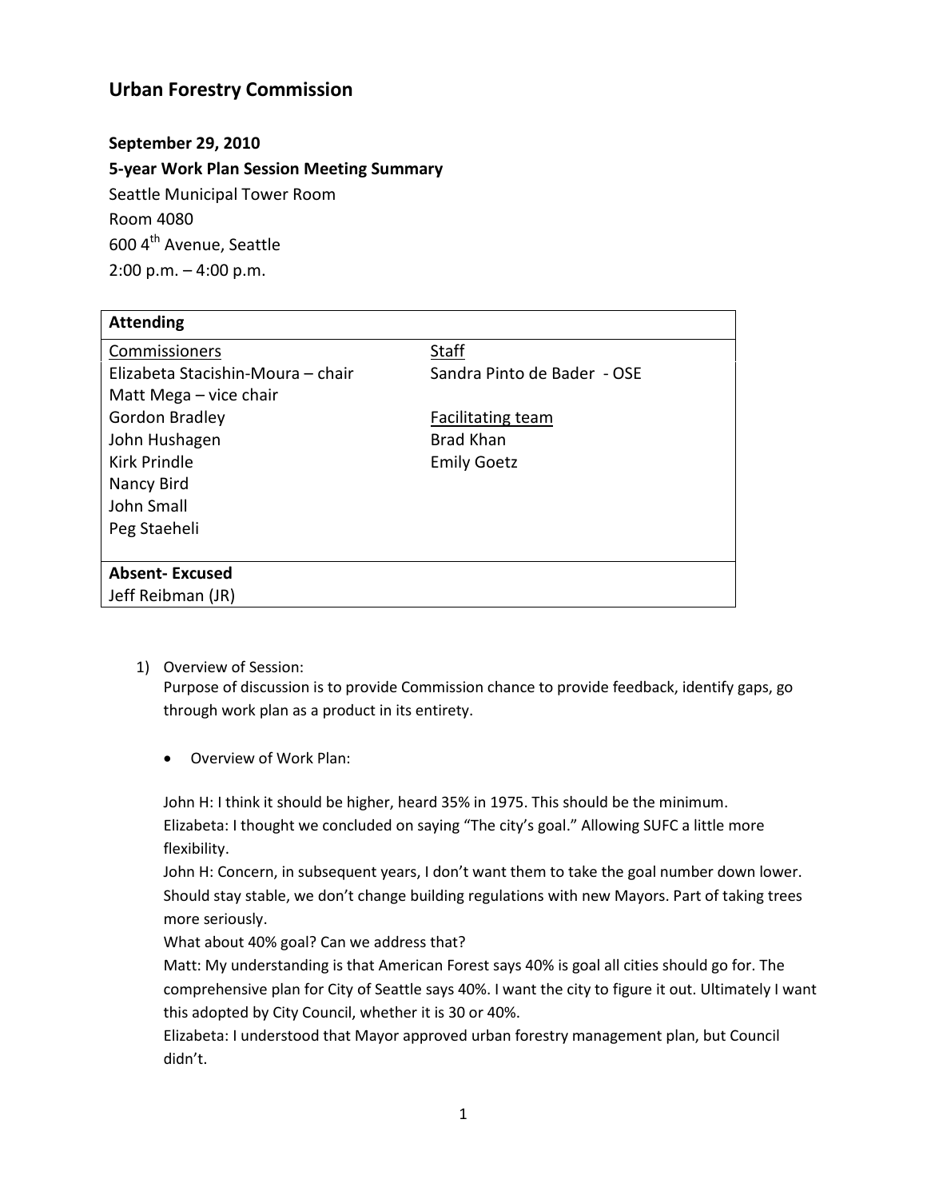# Urban Forestry Commission

**September 29, 2010**

**5-year Work Plan Session Meeting Summary**

Seattle Municipal Tower Room
Room 4080
600 4th Avenue, Seattle
2:00 p.m. – 4:00 p.m.

| **Attending** | |
|---|---|
| Commissioners | Staff |
| Elizabeta Stacishin-Moura – chair | Sandra Pinto de Bader - OSE |
| Matt Mega – vice chair | |
| Gordon Bradley | Facilitating team |
| John Hushagen | Brad Khan |
| Kirk Prindle | Emily Goetz |
| Nancy Bird | |
| John Small | |
| Peg Staeheli | |
| **Absent- Excused** | |
| Jeff Reibman (JR) | |

1) Overview of Session:
   Purpose of discussion is to provide Commission chance to provide feedback, identify gaps, go through work plan as a product in its entirety.

   - Overview of Work Plan:

   John H: I think it should be higher, heard 35% in 1975. This should be the minimum.
   Elizabeta: I thought we concluded on saying "The city's goal." Allowing SUFC a little more flexibility.
   John H: Concern, in subsequent years, I don't want them to take the goal number down lower. Should stay stable, we don't change building regulations with new Mayors. Part of taking trees more seriously.
   What about 40% goal? Can we address that?
   Matt: My understanding is that American Forest says 40% is goal all cities should go for. The comprehensive plan for City of Seattle says 40%. I want the city to figure it out. Ultimately I want this adopted by City Council, whether it is 30 or 40%.
   Elizabeta: I understood that Mayor approved urban forestry management plan, but Council didn't.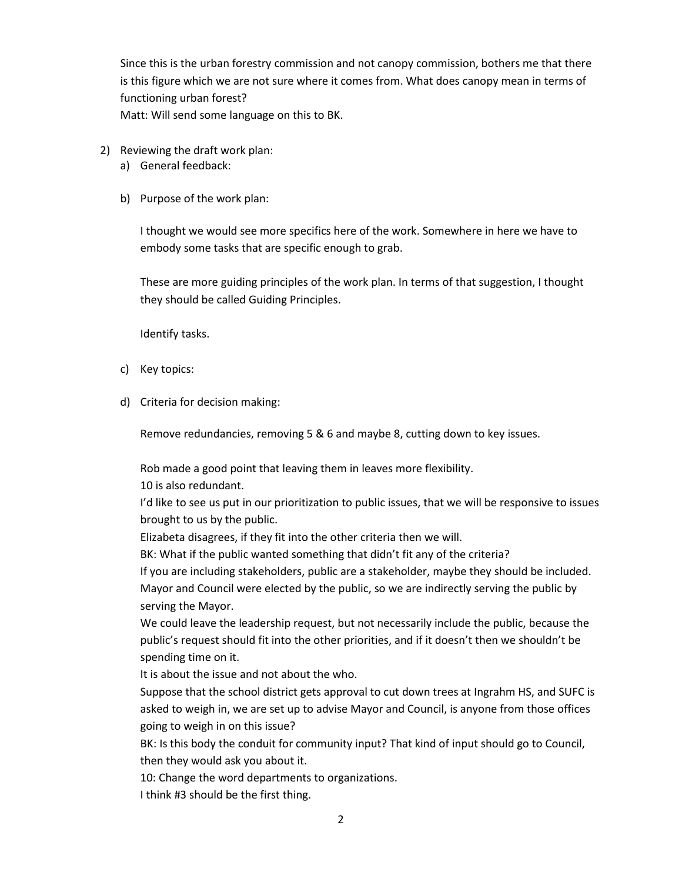Since this is the urban forestry commission and not canopy commission, bothers me that there is this figure which we are not sure where it comes from. What does canopy mean in terms of functioning urban forest?

Matt: Will send some language on this to BK.

2) Reviewing the draft work plan:
   a) General feedback:

   b) Purpose of the work plan:

      I thought we would see more specifics here of the work. Somewhere in here we have to embody some tasks that are specific enough to grab.

      These are more guiding principles of the work plan. In terms of that suggestion, I thought they should be called Guiding Principles.

      Identify tasks.

   c) Key topics:

   d) Criteria for decision making:

      Remove redundancies, removing 5 & 6 and maybe 8, cutting down to key issues.

      Rob made a good point that leaving them in leaves more flexibility.
      10 is also redundant.
      I'd like to see us put in our prioritization to public issues, that we will be responsive to issues brought to us by the public.
      Elizabeta disagrees, if they fit into the other criteria then we will.
      BK: What if the public wanted something that didn't fit any of the criteria?
      If you are including stakeholders, public are a stakeholder, maybe they should be included.
      Mayor and Council were elected by the public, so we are indirectly serving the public by serving the Mayor.
      We could leave the leadership request, but not necessarily include the public, because the public's request should fit into the other priorities, and if it doesn't then we shouldn't be spending time on it.
      It is about the issue and not about the who.
      Suppose that the school district gets approval to cut down trees at Ingrahm HS, and SUFC is asked to weigh in, we are set up to advise Mayor and Council, is anyone from those offices going to weigh in on this issue?
      BK: Is this body the conduit for community input? That kind of input should go to Council, then they would ask you about it.
      10: Change the word departments to organizations.
      I think #3 should be the first thing.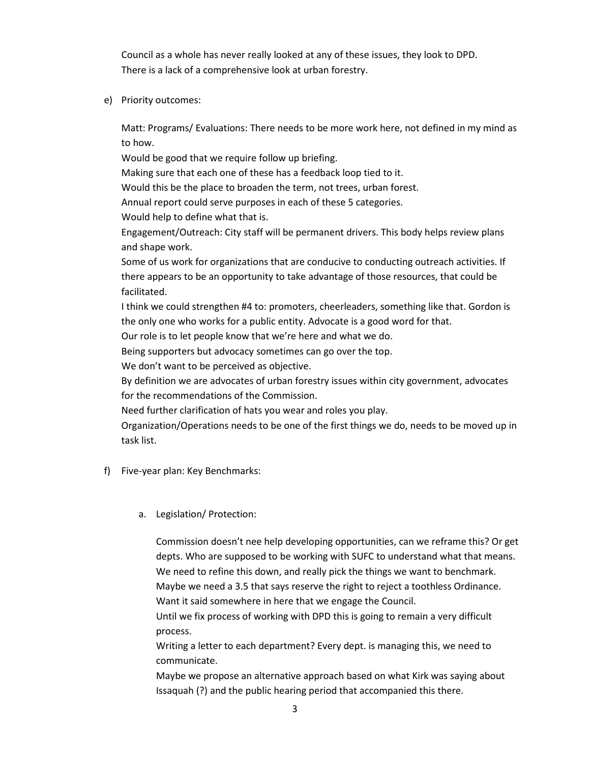Council as a whole has never really looked at any of these issues, they look to DPD.
There is a lack of a comprehensive look at urban forestry.

e) Priority outcomes:

Matt: Programs/ Evaluations: There needs to be more work here, not defined in my mind as to how.
Would be good that we require follow up briefing.
Making sure that each one of these has a feedback loop tied to it.
Would this be the place to broaden the term, not trees, urban forest.
Annual report could serve purposes in each of these 5 categories.
Would help to define what that is.
Engagement/Outreach: City staff will be permanent drivers. This body helps review plans and shape work.
Some of us work for organizations that are conducive to conducting outreach activities. If there appears to be an opportunity to take advantage of those resources, that could be facilitated.
I think we could strengthen #4 to: promoters, cheerleaders, something like that. Gordon is the only one who works for a public entity. Advocate is a good word for that.
Our role is to let people know that we're here and what we do.
Being supporters but advocacy sometimes can go over the top.
We don't want to be perceived as objective.
By definition we are advocates of urban forestry issues within city government, advocates for the recommendations of the Commission.
Need further clarification of hats you wear and roles you play.
Organization/Operations needs to be one of the first things we do, needs to be moved up in task list.

f) Five-year plan: Key Benchmarks:

a. Legislation/ Protection:

Commission doesn't nee help developing opportunities, can we reframe this? Or get depts. Who are supposed to be working with SUFC to understand what that means.
We need to refine this down, and really pick the things we want to benchmark.
Maybe we need a 3.5 that says reserve the right to reject a toothless Ordinance.
Want it said somewhere in here that we engage the Council.
Until we fix process of working with DPD this is going to remain a very difficult process.
Writing a letter to each department? Every dept. is managing this, we need to communicate.
Maybe we propose an alternative approach based on what Kirk was saying about Issaquah (?) and the public hearing period that accompanied this there.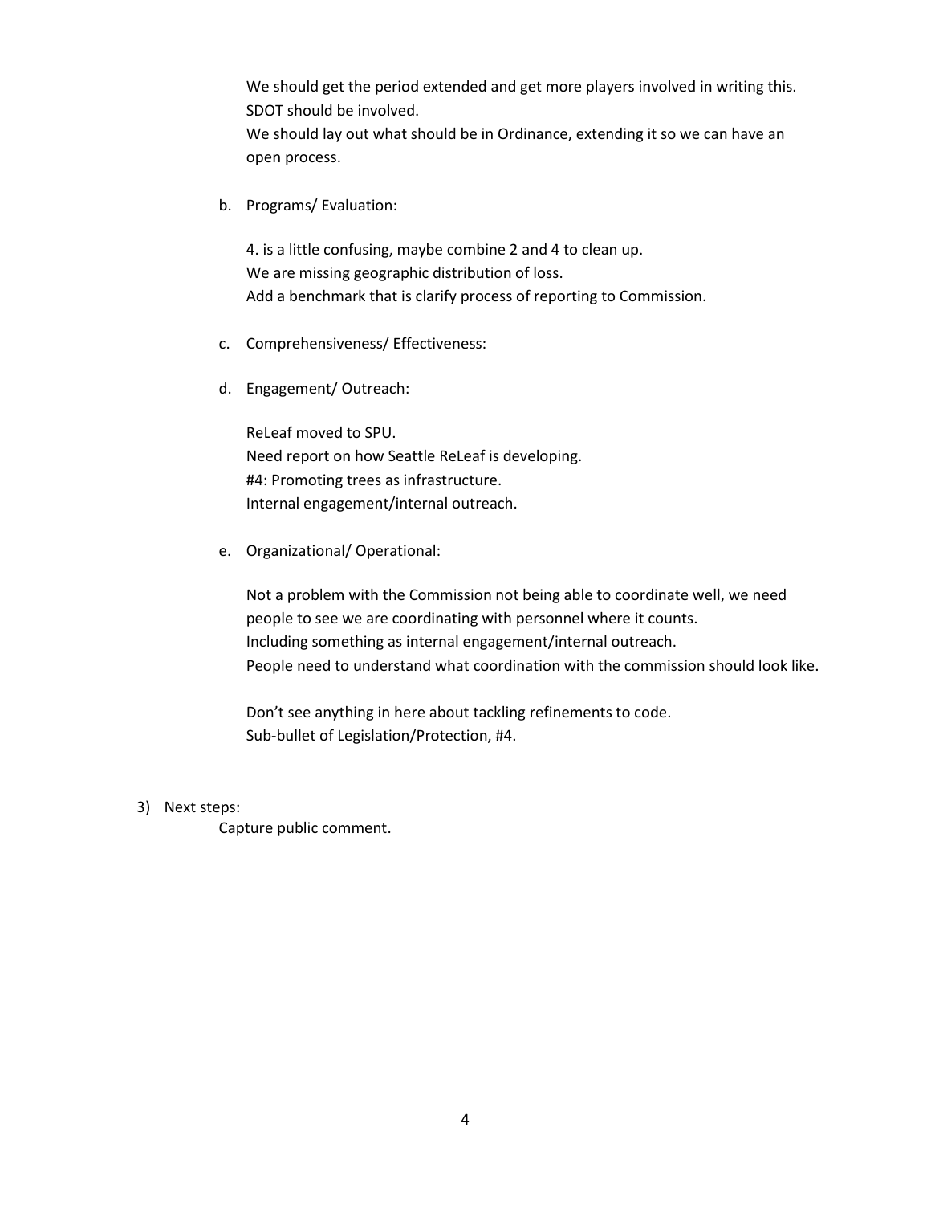We should get the period extended and get more players involved in writing this. SDOT should be involved.
We should lay out what should be in Ordinance, extending it so we can have an open process.

b. Programs/ Evaluation:

   4. is a little confusing, maybe combine 2 and 4 to clean up.
   We are missing geographic distribution of loss.
   Add a benchmark that is clarify process of reporting to Commission.

c. Comprehensiveness/ Effectiveness:

d. Engagement/ Outreach:

   ReLeaf moved to SPU.
   Need report on how Seattle ReLeaf is developing.
   #4: Promoting trees as infrastructure.
   Internal engagement/internal outreach.

e. Organizational/ Operational:

   Not a problem with the Commission not being able to coordinate well, we need people to see we are coordinating with personnel where it counts.
   Including something as internal engagement/internal outreach.
   People need to understand what coordination with the commission should look like.

   Don't see anything in here about tackling refinements to code.
   Sub-bullet of Legislation/Protection, #4.

3) Next steps:
   Capture public comment.